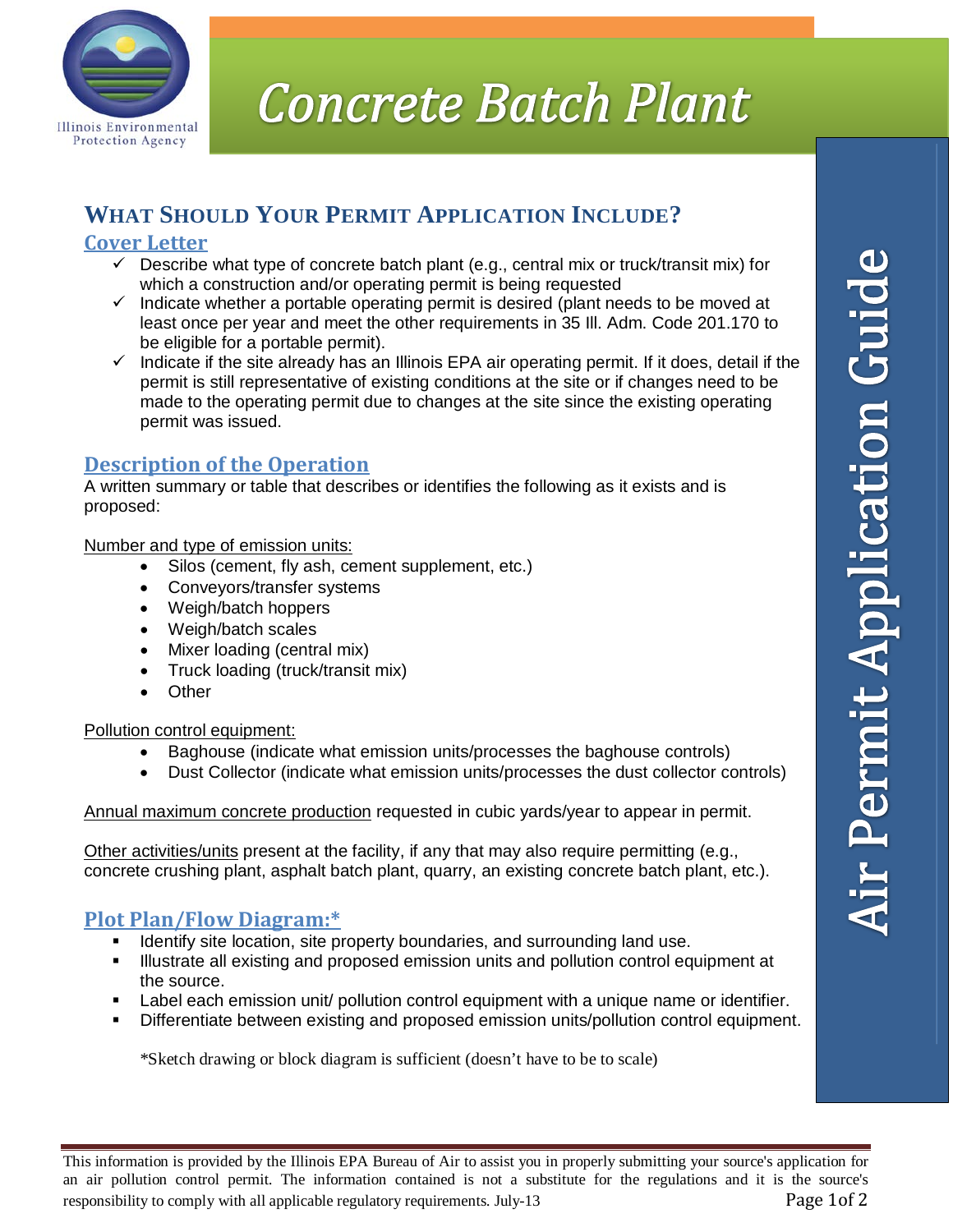# Concrete Batch Plant

**Air Permit Application Guide**

## What Should Your Permit Application Include?

### Cover Letter

- ✓ Describe what type of concrete batch plant (e.g., central mix or truck/transit mix) for which a construction and/or operating permit is being requested
- ✓ Indicate whether a portable operating permit is desired (plant needs to be moved at least once per year and meet the other requirements in 35 Ill. Adm. Code 201.170 to be eligible for a portable permit).
- ✓ Indicate if the site already has an Illinois EPA air operating permit. If it does, detail if the permit is still representative of existing conditions at the site or if changes need to be made to the operating permit due to changes at the site since the existing operating permit was issued.

### Description of the Operation

A written summary or table that describes or identifies the following as it exists and is proposed:

Number and type of emission units:

- Silos (cement, fly ash, cement supplement, etc.)
- Conveyors/transfer systems
- Weigh/batch hoppers
- Weigh/batch scales
- Mixer loading (central mix)
- Truck loading (truck/transit mix)
- Other

Pollution control equipment:

- Baghouse (indicate what emission units/processes the baghouse controls)
- Dust Collector (indicate what emission units/processes the dust collector controls)

Annual maximum concrete production requested in cubic yards/year to appear in permit.

Other activities/units present at the facility, if any that may also require permitting (e.g., concrete crushing plant, asphalt batch plant, quarry, an existing concrete batch plant, etc.).

### Plot Plan/Flow Diagram:*

- Identify site location, site property boundaries, and surrounding land use.
- Illustrate all existing and proposed emission units and pollution control equipment at the source.
- Label each emission unit/ pollution control equipment with a unique name or identifier.
- Differentiate between existing and proposed emission units/pollution control equipment.

*Sketch drawing or block diagram is sufficient (doesn't have to be to scale)

This information is provided by the Illinois EPA Bureau of Air to assist you in properly submitting your source's application for an air pollution control permit. The information contained is not a substitute for the regulations and it is the source's responsibility to comply with all applicable regulatory requirements. July-13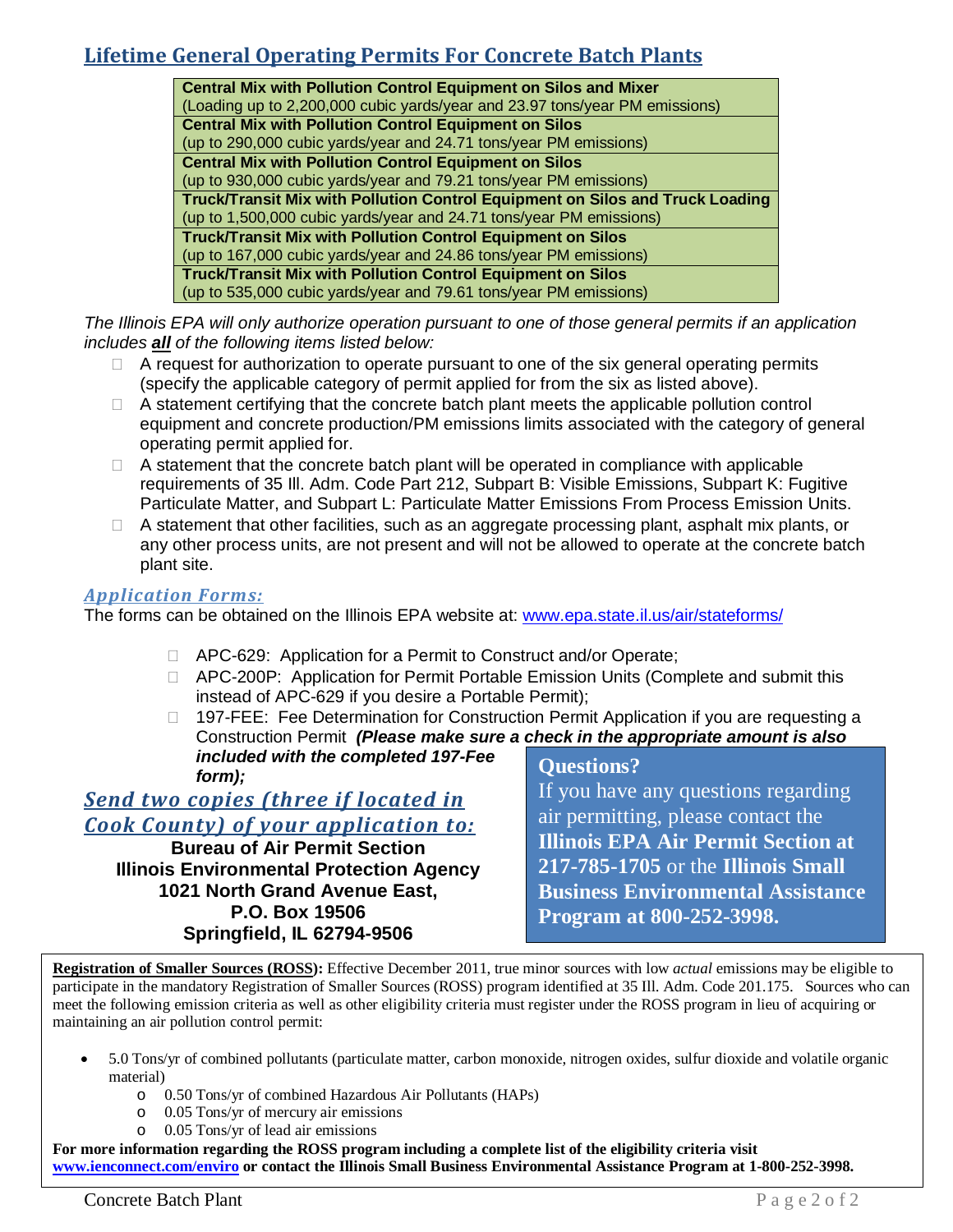## Lifetime General Operating Permits For Concrete Batch Plants

| |
|---|
| **Central Mix with Pollution Control Equipment on Silos and Mixer** (Loading up to 2,200,000 cubic yards/year and 23.97 tons/year PM emissions) |
| **Central Mix with Pollution Control Equipment on Silos** (up to 290,000 cubic yards/year and 24.71 tons/year PM emissions) |
| **Central Mix with Pollution Control Equipment on Silos** (up to 930,000 cubic yards/year and 79.21 tons/year PM emissions) |
| **Truck/Transit Mix with Pollution Control Equipment on Silos and Truck Loading** (up to 1,500,000 cubic yards/year and 24.71 tons/year PM emissions) |
| **Truck/Transit Mix with Pollution Control Equipment on Silos** (up to 167,000 cubic yards/year and 24.86 tons/year PM emissions) |
| **Truck/Transit Mix with Pollution Control Equipment on Silos** (up to 535,000 cubic yards/year and 79.61 tons/year PM emissions) |

*The Illinois EPA will only authorize operation pursuant to one of those general permits if an application includes **all** of the following items listed below:*

- A request for authorization to operate pursuant to one of the six general operating permits (specify the applicable category of permit applied for from the six as listed above).
- A statement certifying that the concrete batch plant meets the applicable pollution control equipment and concrete production/PM emissions limits associated with the category of general operating permit applied for.
- A statement that the concrete batch plant will be operated in compliance with applicable requirements of 35 Ill. Adm. Code Part 212, Subpart B: Visible Emissions, Subpart K: Fugitive Particulate Matter, and Subpart L: Particulate Matter Emissions From Process Emission Units.
- A statement that other facilities, such as an aggregate processing plant, asphalt mix plants, or any other process units, are not present and will not be allowed to operate at the concrete batch plant site.

### *Application Forms:*

The forms can be obtained on the Illinois EPA website at: www.epa.state.il.us/air/stateforms/

- APC-629: Application for a Permit to Construct and/or Operate;
- APC-200P: Application for Permit Portable Emission Units (Complete and submit this instead of APC-629 if you desire a Portable Permit);
- 197-FEE: Fee Determination for Construction Permit Application if you are requesting a Construction Permit ***(Please make sure a check in the appropriate amount is also included with the completed 197-Fee form);***

### *Send two copies (three if located in Cook County) of your application to:*

**Bureau of Air Permit Section**
**Illinois Environmental Protection Agency**
**1021 North Grand Avenue East,**
**P.O. Box 19506**
**Springfield, IL 62794-9506**

**Questions?**
If you have any questions regarding air permitting, please contact the **Illinois EPA Air Permit Section at 217-785-1705** or the **Illinois Small Business Environmental Assistance Program at 800-252-3998.**

**Registration of Smaller Sources (ROSS):** Effective December 2011, true minor sources with low *actual* emissions may be eligible to participate in the mandatory Registration of Smaller Sources (ROSS) program identified at 35 Ill. Adm. Code 201.175. Sources who can meet the following emission criteria as well as other eligibility criteria must register under the ROSS program in lieu of acquiring or maintaining an air pollution control permit:

- 5.0 Tons/yr of combined pollutants (particulate matter, carbon monoxide, nitrogen oxides, sulfur dioxide and volatile organic material)
  - 0.50 Tons/yr of combined Hazardous Air Pollutants (HAPs)
  - 0.05 Tons/yr of mercury air emissions
  - 0.05 Tons/yr of lead air emissions

**For more information regarding the ROSS program including a complete list of the eligibility criteria visit www.ienconnect.com/enviro or contact the Illinois Small Business Environmental Assistance Program at 1-800-252-3998.**